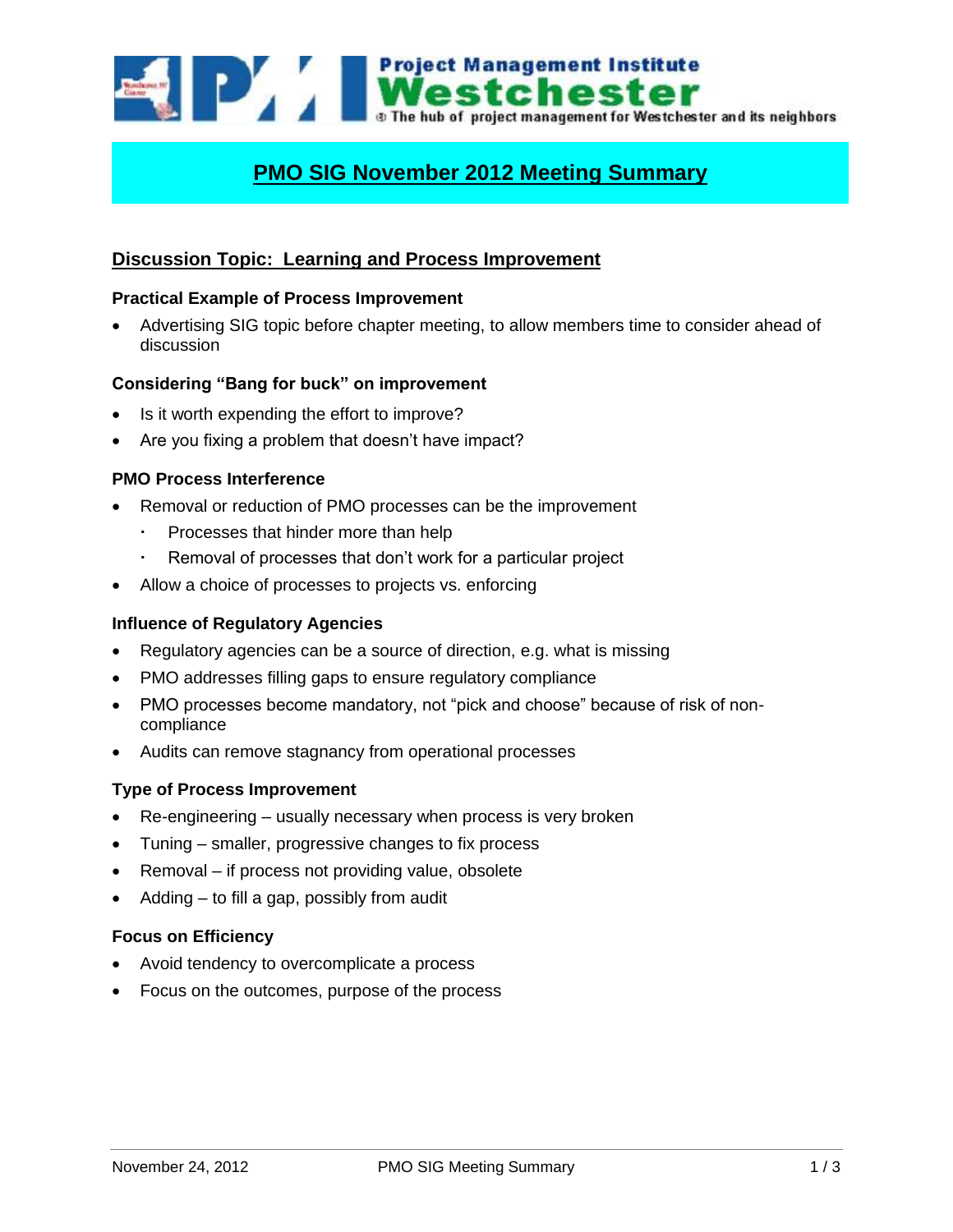# PMO SIG November 2012 Meeting Summary

## Discussion Topic: Learning and Process Improvement

### Practical Example of Process Improvement

- Advertising SIG topic before chapter meeting, to allow members time to consider ahead of discussion

### Considering "Bang for buck" on improvement

- Is it worth expending the effort to improve?
- Are you fixing a problem that doesn't have impact?

### PMO Process Interference

- Removal or reduction of PMO processes can be the improvement
  - Processes that hinder more than help
  - Removal of processes that don't work for a particular project
- Allow a choice of processes to projects vs. enforcing

### Influence of Regulatory Agencies

- Regulatory agencies can be a source of direction, e.g. what is missing
- PMO addresses filling gaps to ensure regulatory compliance
- PMO processes become mandatory, not "pick and choose" because of risk of non-compliance
- Audits can remove stagnancy from operational processes

### Type of Process Improvement

- Re-engineering – usually necessary when process is very broken
- Tuning – smaller, progressive changes to fix process
- Removal – if process not providing value, obsolete
- Adding – to fill a gap, possibly from audit

### Focus on Efficiency

- Avoid tendency to overcomplicate a process
- Focus on the outcomes, purpose of the process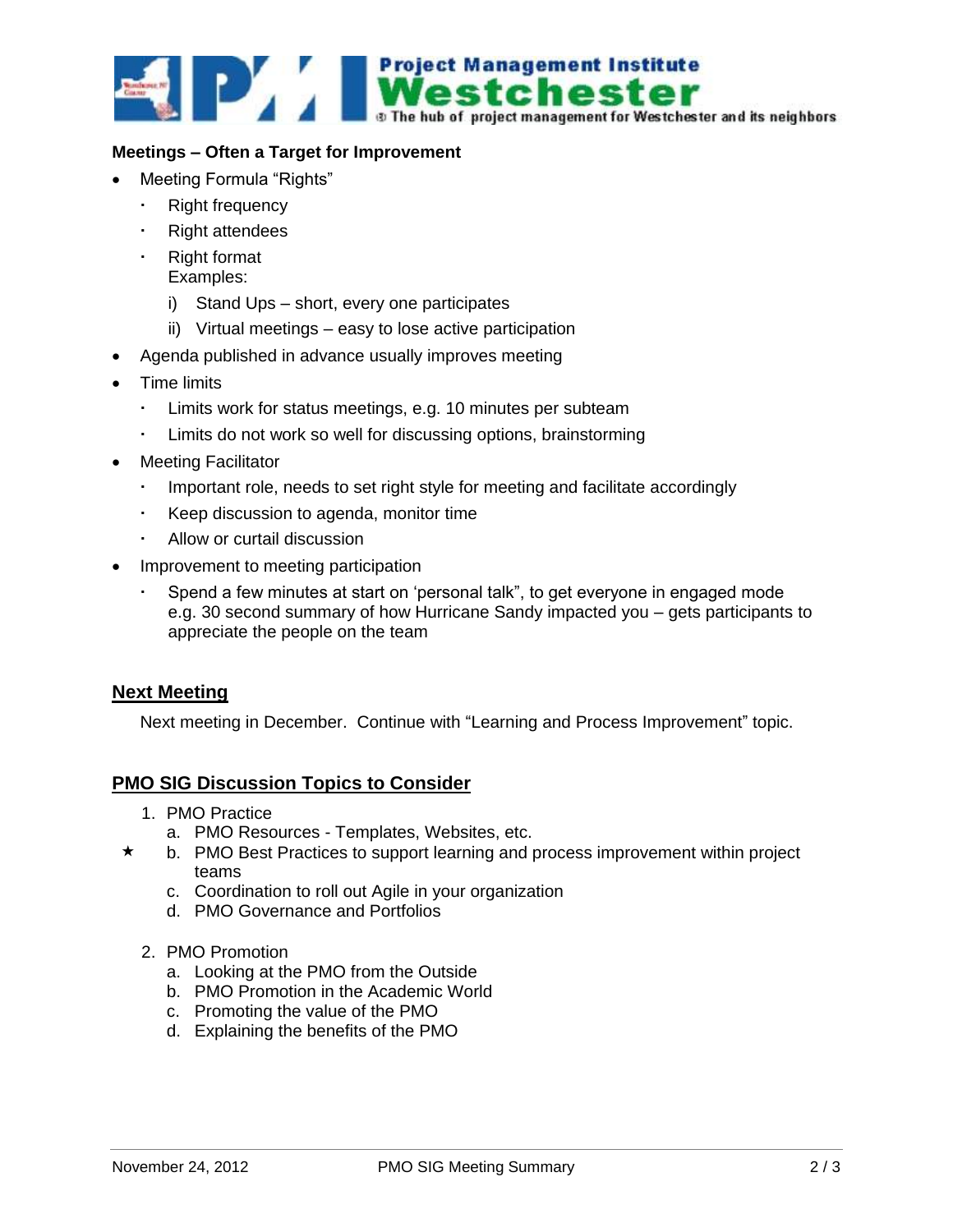**Meetings – Often a Target for Improvement**

- Meeting Formula "Rights"
  - Right frequency
  - Right attendees
  - Right format
    Examples:
    i) Stand Ups – short, every one participates
    ii) Virtual meetings – easy to lose active participation
- Agenda published in advance usually improves meeting
- Time limits
  - Limits work for status meetings, e.g. 10 minutes per subteam
  - Limits do not work so well for discussing options, brainstorming
- Meeting Facilitator
  - Important role, needs to set right style for meeting and facilitate accordingly
  - Keep discussion to agenda, monitor time
  - Allow or curtail discussion
- Improvement to meeting participation
  - Spend a few minutes at start on 'personal talk", to get everyone in engaged mode e.g. 30 second summary of how Hurricane Sandy impacted you – gets participants to appreciate the people on the team

## Next Meeting

Next meeting in December. Continue with "Learning and Process Improvement" topic.

## PMO SIG Discussion Topics to Consider

1. PMO Practice
   a. PMO Resources - Templates, Websites, etc.
   ★ b. PMO Best Practices to support learning and process improvement within project teams
   c. Coordination to roll out Agile in your organization
   d. PMO Governance and Portfolios

2. PMO Promotion
   a. Looking at the PMO from the Outside
   b. PMO Promotion in the Academic World
   c. Promoting the value of the PMO
   d. Explaining the benefits of the PMO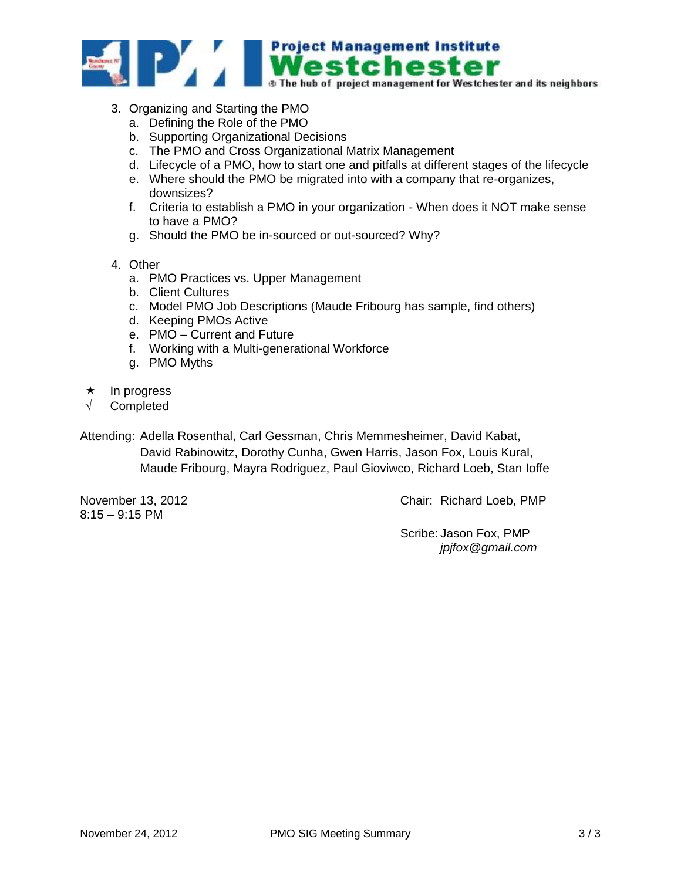3. Organizing and Starting the PMO
   a. Defining the Role of the PMO
   b. Supporting Organizational Decisions
   c. The PMO and Cross Organizational Matrix Management
   d. Lifecycle of a PMO, how to start one and pitfalls at different stages of the lifecycle
   e. Where should the PMO be migrated into with a company that re-organizes, downsizes?
   f. Criteria to establish a PMO in your organization - When does it NOT make sense to have a PMO?
   g. Should the PMO be in-sourced or out-sourced? Why?

4. Other
   a. PMO Practices vs. Upper Management
   b. Client Cultures
   c. Model PMO Job Descriptions (Maude Fribourg has sample, find others)
   d. Keeping PMOs Active
   e. PMO – Current and Future
   f. Working with a Multi-generational Workforce
   g. PMO Myths

★ In progress
√ Completed

Attending: Adella Rosenthal, Carl Gessman, Chris Memmesheimer, David Kabat, David Rabinowitz, Dorothy Cunha, Gwen Harris, Jason Fox, Louis Kural, Maude Fribourg, Mayra Rodriguez, Paul Gioviwco, Richard Loeb, Stan Ioffe

November 13, 2012
8:15 – 9:15 PM

Chair: Richard Loeb, PMP

Scribe: Jason Fox, PMP
*jpjfox@gmail.com*